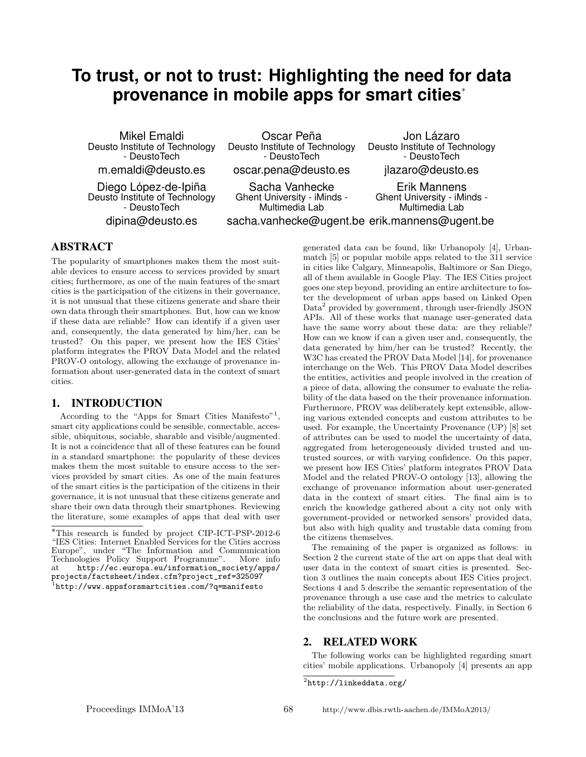# To trust, or not to trust: Highlighting the need for data provenance in mobile apps for smart cities[*]

Mikel Emaldi
Deusto Institute of Technology - DeustoTech
m.emaldi@deusto.es

Oscar Peña
Deusto Institute of Technology - DeustoTech
oscar.pena@deusto.es

Jon Lázaro
Deusto Institute of Technology - DeustoTech
jlazaro@deusto.es

Diego López-de-Ipiña
Deusto Institute of Technology - DeustoTech
dipina@deusto.es

Sacha Vanhecke
Ghent University - iMinds - Multimedia Lab
sacha.vanhecke@ugent.be

Erik Mannens
Ghent University - iMinds - Multimedia Lab
erik.mannens@ugent.be

## ABSTRACT

The popularity of smartphones makes them the most suitable devices to ensure access to services provided by smart cities; furthermore, as one of the main features of the smart cities is the participation of the citizens in their governance, it is not unusual that these citizens generate and share their own data through their smartphones. But, how can we know if these data are reliable? How can identify if a given user and, consequently, the data generated by him/her, can be trusted? On this paper, we present how the IES Cities' platform integrates the PROV Data Model and the related PROV-O ontology, allowing the exchange of provenance information about user-generated data in the context of smart cities.

## 1. INTRODUCTION

According to the "Apps for Smart Cities Manifesto"[1], smart city applications could be sensible, connectable, accessible, ubiquitous, sociable, sharable and visible/augmented. It is not a coincidence that all of these features can be found in a standard smartphone: the popularity of these devices makes them the most suitable to ensure access to the services provided by smart cities. As one of the main features of the smart cities is the participation of the citizens in their governance, it is not unusual that these citizens generate and share their own data through their smartphones. Reviewing the literature, some examples of apps that deal with user generated data can be found, like Urbanopoly [4], Urbanmatch [5] or popular mobile apps related to the 311 service in cities like Calgary, Minneapolis, Baltimore or San Diego, all of them available in Google Play. The IES Cities project goes one step beyond, providing an entire architecture to foster the development of urban apps based on Linked Open Data[2] provided by government, through user-friendly JSON APIs. All of these works that manage user-generated data have the same worry about these data: are they reliable? How can we know if can a given user and, consequently, the data generated by him/her can be trusted? Recently, the W3C has created the PROV Data Model [14], for provenance interchange on the Web. This PROV Data Model describes the entities, activities and people involved in the creation of a piece of data, allowing the consumer to evaluate the reliability of the data based on the their provenance information. Furthermore, PROV was deliberately kept extensible, allowing various extended concepts and custom attributes to be used. For example, the Uncertainty Provenance (UP) [8] set of attributes can be used to model the uncertainty of data, aggregated from heterogeneously divided trusted and untrusted sources, or with varying confidence. On this paper, we present how IES Cities' platform integrates PROV Data Model and the related PROV-O ontology [13], allowing the exchange of provenance information about user-generated data in the context of smart cities. The final aim is to enrich the knowledge gathered about a city not only with government-provided or networked sensors' provided data, but also with high quality and trustable data coming from the citizens themselves.

The remaining of the paper is organized as follows: in Section 2 the current state of the art on apps that deal with user data in the context of smart cities is presented. Section 3 outlines the main concepts about IES Cities project. Sections 4 and 5 describe the semantic representation of the provenance through a use case and the metrics to calculate the reliability of the data, respectively. Finally, in Section 6 the conclusions and the future work are presented.

## 2. RELATED WORK

The following works can be highlighted regarding smart cities' mobile applications. Urbanopoly [4] presents an app

---

[*] This research is funded by project CIP-ICT-PSP-2012-6 "IES Cities: Internet Enabled Services for the Cities accross Europe", under "The Information and Communication Technologies Policy Support Programme". More info at http://ec.europa.eu/information_society/apps/projects/factsheet/index.cfm?project_ref=325097

[1] http://www.appsforsmartcities.com/?q=manifesto

[2] http://linkeddata.org/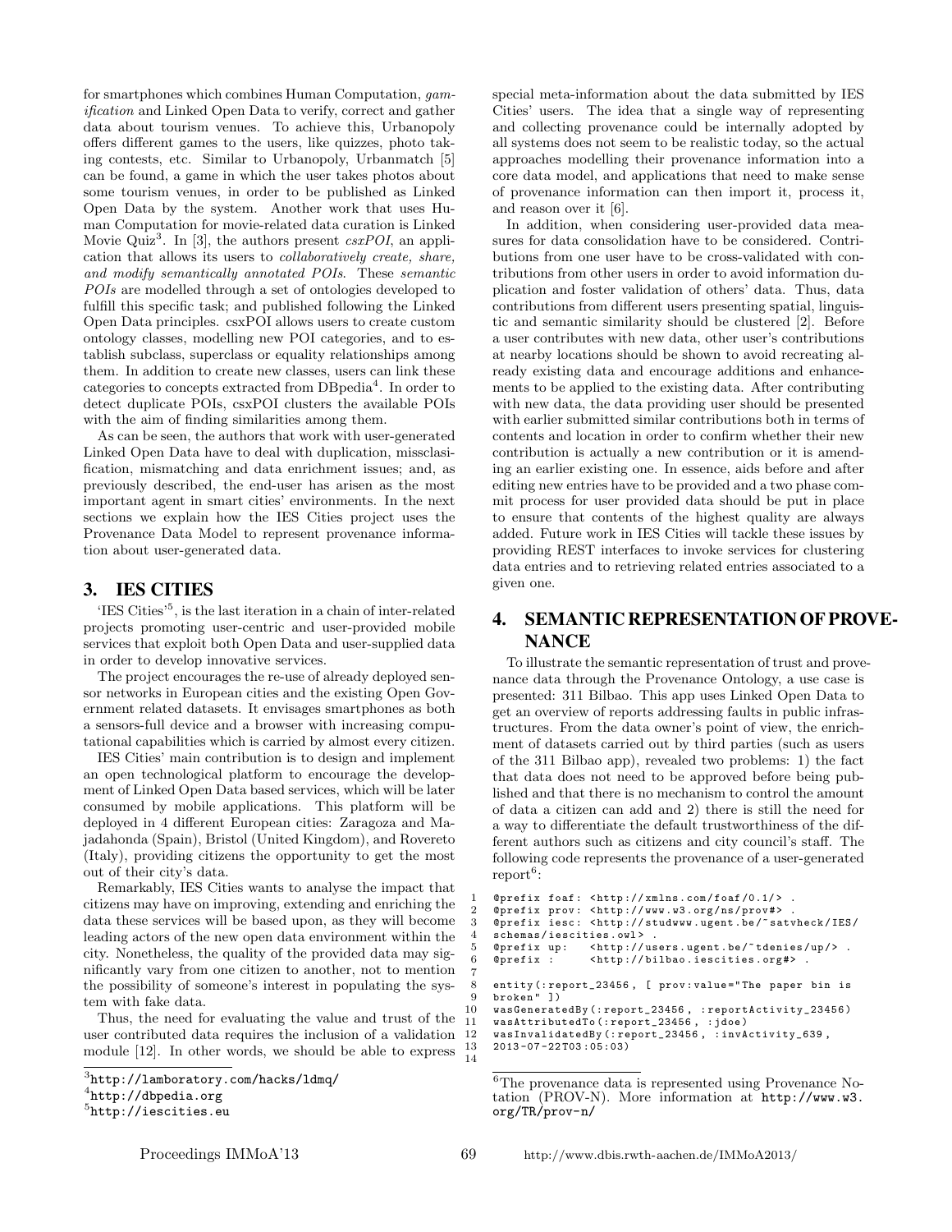for smartphones which combines Human Computation, *gamification* and Linked Open Data to verify, correct and gather data about tourism venues. To achieve this, Urbanopoly offers different games to the users, like quizzes, photo taking contests, etc. Similar to Urbanopoly, Urbanmatch [5] can be found, a game in which the user takes photos about some tourism venues, in order to be published as Linked Open Data by the system. Another work that uses Human Computation for movie-related data curation is Linked Movie Quiz[3]. In [3], the authors present *csxPOI*, an application that allows its users to *collaboratively create, share, and modify semantically annotated POIs*. These *semantic POIs* are modelled through a set of ontologies developed to fulfill this specific task; and published following the Linked Open Data principles. csxPOI allows users to create custom ontology classes, modelling new POI categories, and to establish subclass, superclass or equality relationships among them. In addition to create new classes, users can link these categories to concepts extracted from DBpedia[4]. In order to detect duplicate POIs, csxPOI clusters the available POIs with the aim of finding similarities among them.

As can be seen, the authors that work with user-generated Linked Open Data have to deal with duplication, missclasification, mismatching and data enrichment issues; and, as previously described, the end-user has arisen as the most important agent in smart cities' environments. In the next sections we explain how the IES Cities project uses the Provenance Data Model to represent provenance information about user-generated data.

## 3. IES CITIES

'IES Cities'[5], is the last iteration in a chain of inter-related projects promoting user-centric and user-provided mobile services that exploit both Open Data and user-supplied data in order to develop innovative services.

The project encourages the re-use of already deployed sensor networks in European cities and the existing Open Government related datasets. It envisages smartphones as both a sensors-full device and a browser with increasing computational capabilities which is carried by almost every citizen.

IES Cities' main contribution is to design and implement an open technological platform to encourage the development of Linked Open Data based services, which will be later consumed by mobile applications. This platform will be deployed in 4 different European cities: Zaragoza and Majadahonda (Spain), Bristol (United Kingdom), and Rovereto (Italy), providing citizens the opportunity to get the most out of their city's data.

Remarkably, IES Cities wants to analyse the impact that citizens may have on improving, extending and enriching the data these services will be based upon, as they will become leading actors of the new open data environment within the city. Nonetheless, the quality of the provided data may significantly vary from one citizen to another, not to mention the possibility of someone's interest in populating the system with fake data.

Thus, the need for evaluating the value and trust of the user contributed data requires the inclusion of a validation module [12]. In other words, we should be able to express special meta-information about the data submitted by IES Cities' users. The idea that a single way of representing and collecting provenance could be internally adopted by all systems does not seem to be realistic today, so the actual approaches modelling their provenance information into a core data model, and applications that need to make sense of provenance information can then import it, process it, and reason over it [6].

In addition, when considering user-provided data measures for data consolidation have to be considered. Contributions from one user have to be cross-validated with contributions from other users in order to avoid information duplication and foster validation of others' data. Thus, data contributions from different users presenting spatial, linguistic and semantic similarity should be clustered [2]. Before a user contributes with new data, other user's contributions at nearby locations should be shown to avoid recreating already existing data and encourage additions and enhancements to be applied to the existing data. After contributing with new data, the data providing user should be presented with earlier submitted similar contributions both in terms of contents and location in order to confirm whether their new contribution is actually a new contribution or it is amending an earlier existing one. In essence, aids before and after editing new entries have to be provided and a two phase commit process for user provided data should be put in place to ensure that contents of the highest quality are always added. Future work in IES Cities will tackle these issues by providing REST interfaces to invoke services for clustering data entries and to retrieving related entries associated to a given one.

## 4. SEMANTIC REPRESENTATION OF PROVENANCE

To illustrate the semantic representation of trust and provenance data through the Provenance Ontology, a use case is presented: 311 Bilbao. This app uses Linked Open Data to get an overview of reports addressing faults in public infrastructures. From the data owner's point of view, the enrichment of datasets carried out by third parties (such as users of the 311 Bilbao app), revealed two problems: 1) the fact that data does not need to be approved before being published and that there is no mechanism to control the amount of data a citizen can add and 2) there is still the need for a way to differentiate the default trustworthiness of the different authors such as citizens and city council's staff. The following code represents the provenance of a user-generated report[6]:

```
1  @prefix foaf: <http://xmlns.com/foaf/0.1/> .
2  @prefix prov: <http://www.w3.org/ns/prov#> .
3  @prefix iesc: <http://studwww.ugent.be/~satvheck/IES/
4  schemas/iescities.owl> .
5  @prefix up:   <http://users.ugent.be/~tdenies/up/> .
6  @prefix :     <http://bilbao.iescities.org#> .
7
8  entity(:report_23456, [ prov:value="The paper bin is
9  broken" ])
10 wasGeneratedBy(:report_23456, :reportActivity_23456)
11 wasAttributedTo(:report_23456, :jdoe)
12 wasInvalidatedBy(:report_23456, :invActivity_639,
13 2013-07-22T03:05:03)
14
```

[3]http://lamboratory.com/hacks/ldmq/

[4]http://dbpedia.org

[5]http://iescities.eu

[6]The provenance data is represented using Provenance Notation (PROV-N). More information at http://www.w3.org/TR/prov-n/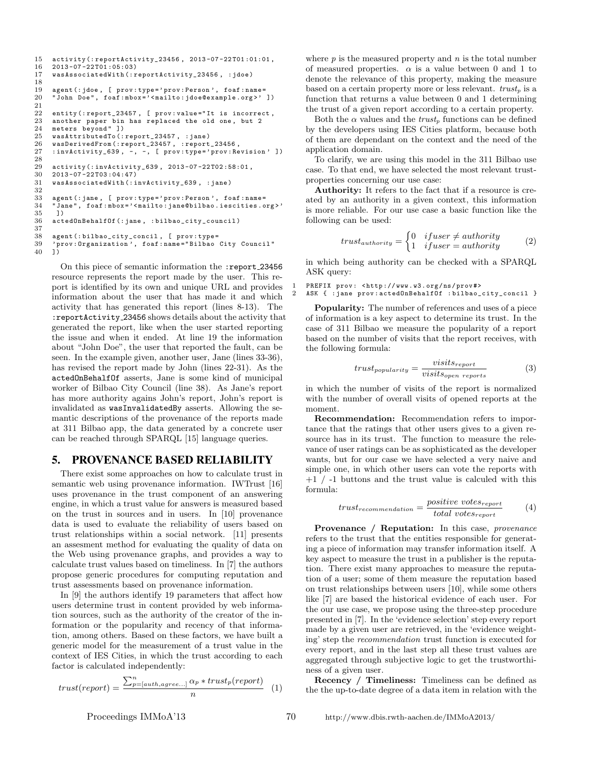```
15  activity(:reportActivity_23456, 2013-07-22T01:01:01,
16  2013-07-22T01:05:03)
17  wasAssociatedWith(:reportActivity_23456, :jdoe)
18
19  agent(:jdoe, [ prov:type='prov:Person', foaf:name=
20  "John Doe", foaf:mbox='<mailto:jdoe@example.org>' ])
21
22  entity(:report_23457, [ prov:value="It is incorrect,
23  another paper bin has replaced the old one, but 2
24  meters beyond" ])
25  wasAttributedTo(:report_23457, :jane)
26  wasDerivedFrom(:report_23457, :report_23456,
27  :invActivity_639, -, -, [ prov:type='prov:Revision' ])
28
29  activity(:invActivity_639, 2013-07-22T02:58:01,
30  2013-07-22T03:04:47)
31  wasAssociatedWith(:invActivity_639, :jane)
32
33  agent(:jane, [ prov:type='prov:Person', foaf:name=
34  "Jane", foaf:mbox='<mailto:jane@bilbao.iescities.org>'
35   ])
36  actedOnBehalfOf(:jane, :bilbao_city_council)
37
38  agent(:bilbao_city_concil, [ prov:type=
39  'prov:Organization', foaf:name="Bilbao City Council"
40  ])
```

On this piece of semantic information the `:report_23456` resource represents the report made by the user. This report is identified by its own and unique URL and provides information about the user that has made it and which activity that has generated this report (lines 8-13). The `:reportActivity_23456` shows details about the activity that generated the report, like when the user started reporting the issue and when it ended. At line 19 the information about "John Doe", the user that reported the fault, can be seen. In the example given, another user, Jane (lines 33-36), has revised the report made by John (lines 22-31). As the `actedOnBehalfOf` asserts, Jane is some kind of municipal worker of Bilbao City Council (line 38). As Jane's report has more authority agains John's report, John's report is invalidated as `wasInvalidatedBy` asserts. Allowing the semantic descriptions of the provenance of the reports made at 311 Bilbao app, the data generated by a concrete user can be reached through SPARQL [15] language queries.

## 5. PROVENANCE BASED RELIABILITY

There exist some approaches on how to calculate trust in semantic web using provenance information. IWTrust [16] uses provenance in the trust component of an answering engine, in which a trust value for answers is measured based on the trust in sources and in users. In [10] provenance data is used to evaluate the reliability of users based on trust relationships within a social network. [11] presents an assesment method for evaluating the quality of data on the Web using provenance graphs, and provides a way to calculate trust values based on timeliness. In [7] the authors propose generic procedures for computing reputation and trust assessments based on provenance information.

In [9] the authors identify 19 parameters that affect how users determine trust in content provided by web information sources, such as the authority of the creator of the information or the popularity and recency of that information, among others. Based on these factors, we have built a generic model for the measurement of a trust value in the context of IES Cities, in which the trust according to each factor is calculated independently:

$$trust(report) = \frac{\sum_{p=[auth,agree...]}^{n} \alpha_p * trust_p(report)}{n} \quad (1)$$

where $p$ is the measured property and $n$ is the total number of measured properties. $\alpha$ is a value between 0 and 1 to denote the relevance of this property, making the measure based on a certain property more or less relevant. $trust_p$ is a function that returns a value between 0 and 1 determining the trust of a given report according to a certain property.

Both the $\alpha$ values and the $trust_p$ functions can be defined by the developers using IES Cities platform, because both of them are dependant on the context and the need of the application domain.

To clarify, we are using this model in the 311 Bilbao use case. To that end, we have selected the most relevant trust-properties concerning our use case:

**Authority:** It refers to the fact that if a resource is created by an authority in a given context, this information is more reliable. For our use case a basic function like the following can be used:

$$trust_{authority} = \begin{cases} 0 & if user \neq authority \\ 1 & if user = authority \end{cases} \quad (2)$$

in which being authority can be checked with a SPARQL ASK query:

```
1  PREFIX prov: <http://www.w3.org/ns/prov#>
2  ASK { :jane prov:actedOnBehalfOf :bilbao_city_concil }
```

**Popularity:** The number of references and uses of a piece of information is a key aspect to determine its trust. In the case of 311 Bilbao we measure the popularity of a report based on the number of visits that the report receives, with the following formula:

$$trust_{popularity} = \frac{visits_{report}}{visits_{open\ reports}} \quad (3)$$

in which the number of visits of the report is normalized with the number of overall visits of opened reports at the moment.

**Recommendation:** Recommendation refers to importance that the ratings that other users gives to a given resource has in its trust. The function to measure the relevance of user ratings can be as sophisticated as the developer wants, but for our case we have selected a very naive and simple one, in which other users can vote the reports with +1 / -1 buttons and the trust value is calculed with this formula:

$$trust_{recommendation} = \frac{positive\ votes_{report}}{total\ votes_{report}} \quad (4)$$

**Provenance / Reputation:** In this case, *provenance* refers to the trust that the entities responsible for generating a piece of information may transfer information itself. A key aspect to measure the trust in a publisher is the reputation. There exist many approaches to measure the reputation of a user; some of them measure the reputation based on trust relationships between users [10], while some others like [7] are based the historical evidence of each user. For the our use case, we propose using the three-step procedure presented in [7]. In the 'evidence selection' step every report made by a given user are retrieved, in the 'evidence weighting' step the *recommendation* trust function is executed for every report, and in the last step all these trust values are aggregated through subjective logic to get the trustworthiness of a given user.

**Recency / Timeliness:** Timeliness can be defined as the the up-to-date degree of a data item in relation with the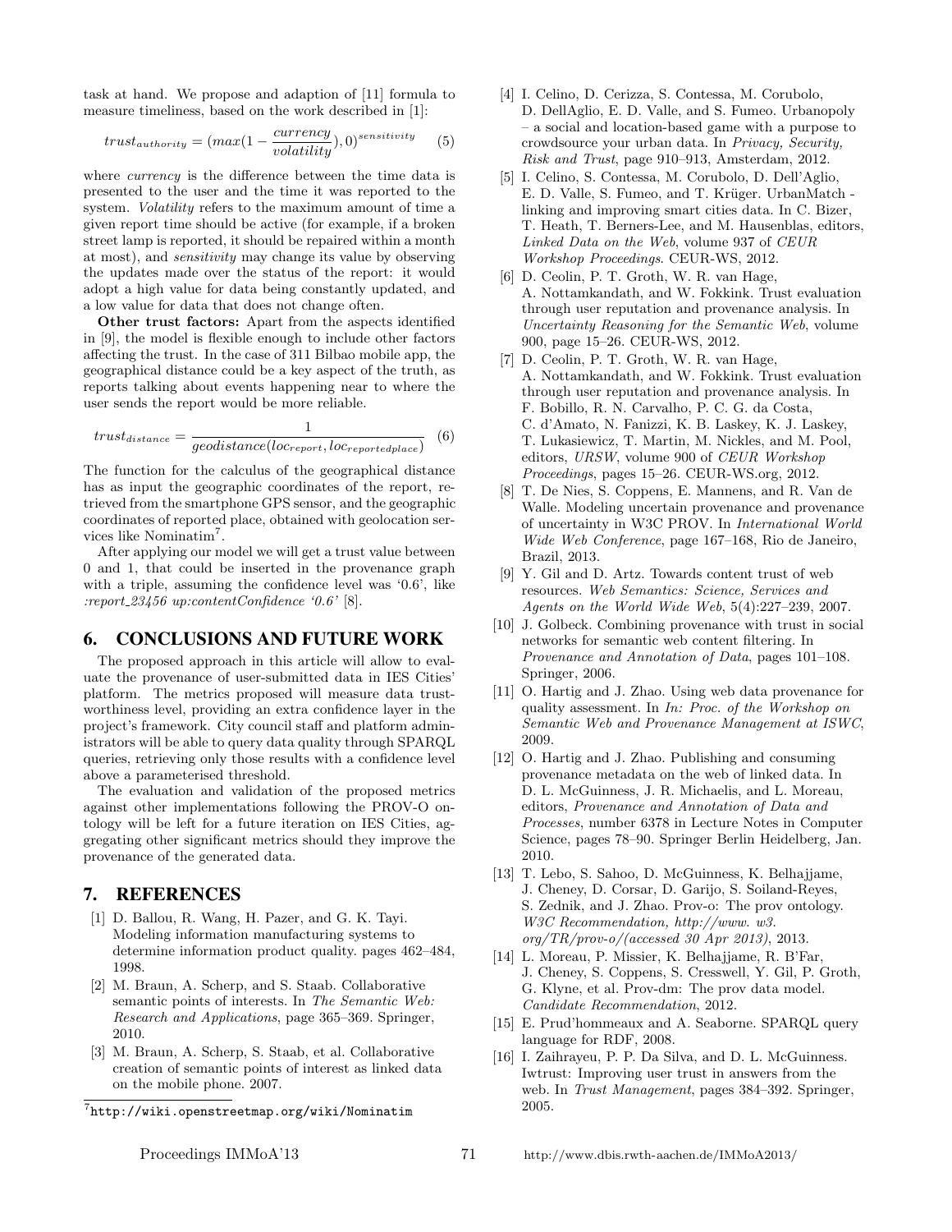task at hand. We propose and adaption of [11] formula to measure timeliness, based on the work described in [1]:

$$trust_{authority} = (max(1 - \frac{currency}{volatility}), 0)^{sensitivity} \quad (5)$$

where *currency* is the difference between the time data is presented to the user and the time it was reported to the system. *Volatility* refers to the maximum amount of time a given report time should be active (for example, if a broken street lamp is reported, it should be repaired within a month at most), and *sensitivity* may change its value by observing the updates made over the status of the report: it would adopt a high value for data being constantly updated, and a low value for data that does not change often.

**Other trust factors:** Apart from the aspects identified in [9], the model is flexible enough to include other factors affecting the trust. In the case of 311 Bilbao mobile app, the geographical distance could be a key aspect of the truth, as reports talking about events happening near to where the user sends the report would be more reliable.

$$trust_{distance} = \frac{1}{geodistance(loc_{report}, loc_{reportedplace})} \quad (6)$$

The function for the calculus of the geographical distance has as input the geographic coordinates of the report, retrieved from the smartphone GPS sensor, and the geographic coordinates of reported place, obtained with geolocation services like Nominatim[7].

After applying our model we will get a trust value between 0 and 1, that could be inserted in the provenance graph with a triple, assuming the confidence level was '0.6', like *:report_23456 up:contentConfidence '0.6'* [8].

## 6. CONCLUSIONS AND FUTURE WORK

The proposed approach in this article will allow to evaluate the provenance of user-submitted data in IES Cities' platform. The metrics proposed will measure data trustworthiness level, providing an extra confidence layer in the project's framework. City council staff and platform administrators will be able to query data quality through SPARQL queries, retrieving only those results with a confidence level above a parameterised threshold.

The evaluation and validation of the proposed metrics against other implementations following the PROV-O ontology will be left for a future iteration on IES Cities, aggregating other significant metrics should they improve the provenance of the generated data.

## 7. REFERENCES

[1] D. Ballou, R. Wang, H. Pazer, and G. K. Tayi. Modeling information manufacturing systems to determine information product quality. pages 462–484, 1998.

[2] M. Braun, A. Scherp, and S. Staab. Collaborative semantic points of interests. In *The Semantic Web: Research and Applications*, page 365–369. Springer, 2010.

[3] M. Braun, A. Scherp, S. Staab, et al. Collaborative creation of semantic points of interest as linked data on the mobile phone. 2007.

[4] I. Celino, D. Cerizza, S. Contessa, M. Corubolo, D. DellAglio, E. D. Valle, and S. Fumeo. Urbanopoly – a social and location-based game with a purpose to crowdsource your urban data. In *Privacy, Security, Risk and Trust*, page 910–913, Amsterdam, 2012.

[5] I. Celino, S. Contessa, M. Corubolo, D. Dell'Aglio, E. D. Valle, S. Fumeo, and T. Krüger. UrbanMatch - linking and improving smart cities data. In C. Bizer, T. Heath, T. Berners-Lee, and M. Hausenblas, editors, *Linked Data on the Web*, volume 937 of *CEUR Workshop Proceedings*. CEUR-WS, 2012.

[6] D. Ceolin, P. T. Groth, W. R. van Hage, A. Nottamkandath, and W. Fokkink. Trust evaluation through user reputation and provenance analysis. In *Uncertainty Reasoning for the Semantic Web*, volume 900, page 15–26. CEUR-WS, 2012.

[7] D. Ceolin, P. T. Groth, W. R. van Hage, A. Nottamkandath, and W. Fokkink. Trust evaluation through user reputation and provenance analysis. In F. Bobillo, R. N. Carvalho, P. C. G. da Costa, C. d'Amato, N. Fanizzi, K. B. Laskey, K. J. Laskey, T. Lukasiewicz, T. Martin, M. Nickles, and M. Pool, editors, *URSW*, volume 900 of *CEUR Workshop Proceedings*, pages 15–26. CEUR-WS.org, 2012.

[8] T. De Nies, S. Coppens, E. Mannens, and R. Van de Walle. Modeling uncertain provenance and provenance of uncertainty in W3C PROV. In *International World Wide Web Conference*, page 167–168, Rio de Janeiro, Brazil, 2013.

[9] Y. Gil and D. Artz. Towards content trust of web resources. *Web Semantics: Science, Services and Agents on the World Wide Web*, 5(4):227–239, 2007.

[10] J. Golbeck. Combining provenance with trust in social networks for semantic web content filtering. In *Provenance and Annotation of Data*, pages 101–108. Springer, 2006.

[11] O. Hartig and J. Zhao. Using web data provenance for quality assessment. In *In: Proc. of the Workshop on Semantic Web and Provenance Management at ISWC*, 2009.

[12] O. Hartig and J. Zhao. Publishing and consuming provenance metadata on the web of linked data. In D. L. McGuinness, J. R. Michaelis, and L. Moreau, editors, *Provenance and Annotation of Data and Processes*, number 6378 in Lecture Notes in Computer Science, pages 78–90. Springer Berlin Heidelberg, Jan. 2010.

[13] T. Lebo, S. Sahoo, D. McGuinness, K. Belhajjame, J. Cheney, D. Corsar, D. Garijo, S. Soiland-Reyes, S. Zednik, and J. Zhao. Prov-o: The prov ontology. *W3C Recommendation, http://www. w3. org/TR/prov-o/(accessed 30 Apr 2013)*, 2013.

[14] L. Moreau, P. Missier, K. Belhajjame, R. B'Far, J. Cheney, S. Coppens, S. Cresswell, Y. Gil, P. Groth, G. Klyne, et al. Prov-dm: The prov data model. *Candidate Recommendation*, 2012.

[15] E. Prud'hommeaux and A. Seaborne. SPARQL query language for RDF, 2008.

[16] I. Zaihrayeu, P. P. Da Silva, and D. L. McGuinness. Iwtrust: Improving user trust in answers from the web. In *Trust Management*, pages 384–392. Springer, 2005.

[7] http://wiki.openstreetmap.org/wiki/Nominatim